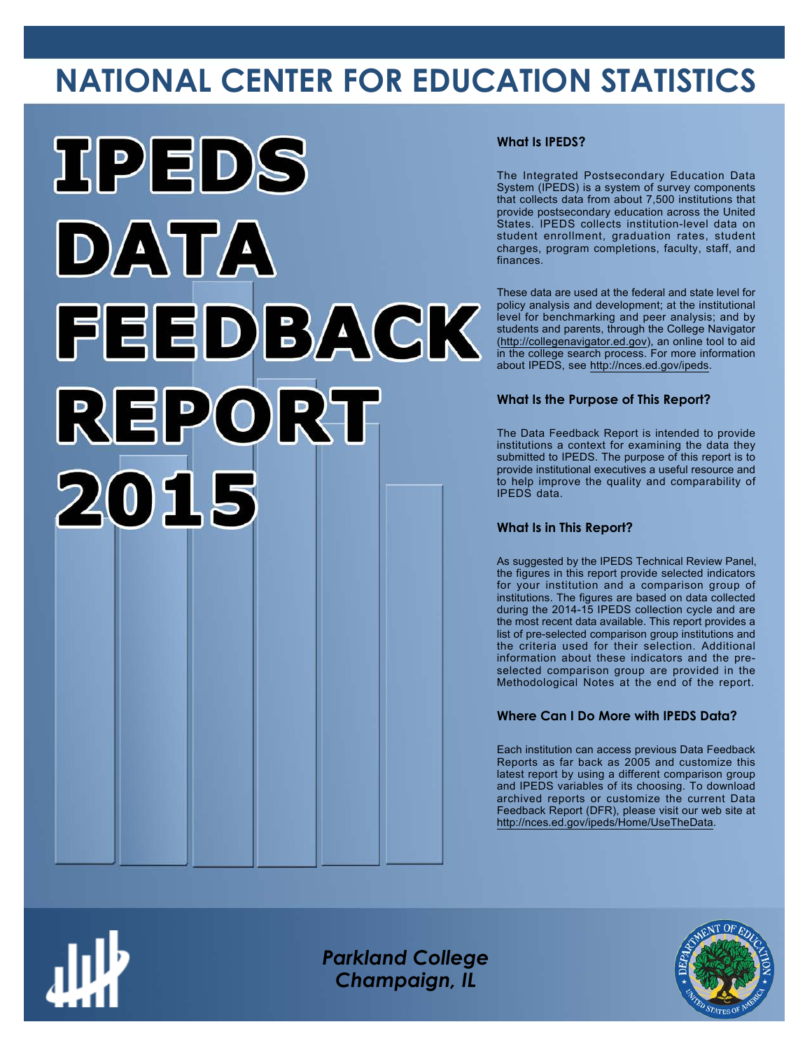# NATIONAL CENTER FOR EDUCATION STATISTICS

# IPEDS DATA FEEDBACK REPORT 2015

### What Is IPEDS?

The Integrated Postsecondary Education Data System (IPEDS) is a system of survey components that collects data from about 7,500 institutions that provide postsecondary education across the United States. IPEDS collects institution-level data on student enrollment, graduation rates, student charges, program completions, faculty, staff, and finances.

These data are used at the federal and state level for policy analysis and development; at the institutional level for benchmarking and peer analysis; and by students and parents, through the College Navigator (http://collegenavigator.ed.gov), an online tool to aid in the college search process. For more information about IPEDS, see http://nces.ed.gov/ipeds.

### What Is the Purpose of This Report?

The Data Feedback Report is intended to provide institutions a context for examining the data they submitted to IPEDS. The purpose of this report is to provide institutional executives a useful resource and to help improve the quality and comparability of IPEDS data.

### What Is in This Report?

As suggested by the IPEDS Technical Review Panel, the figures in this report provide selected indicators for your institution and a comparison group of institutions. The figures are based on data collected during the 2014-15 IPEDS collection cycle and are the most recent data available. This report provides a list of pre-selected comparison group institutions and the criteria used for their selection. Additional information about these indicators and the pre-selected comparison group are provided in the Methodological Notes at the end of the report.

### Where Can I Do More with IPEDS Data?

Each institution can access previous Data Feedback Reports as far back as 2005 and customize this latest report by using a different comparison group and IPEDS variables of its choosing. To download archived reports or customize the current Data Feedback Report (DFR), please visit our web site at http://nces.ed.gov/ipeds/Home/UseTheData.

*Parkland College*
*Champaign, IL*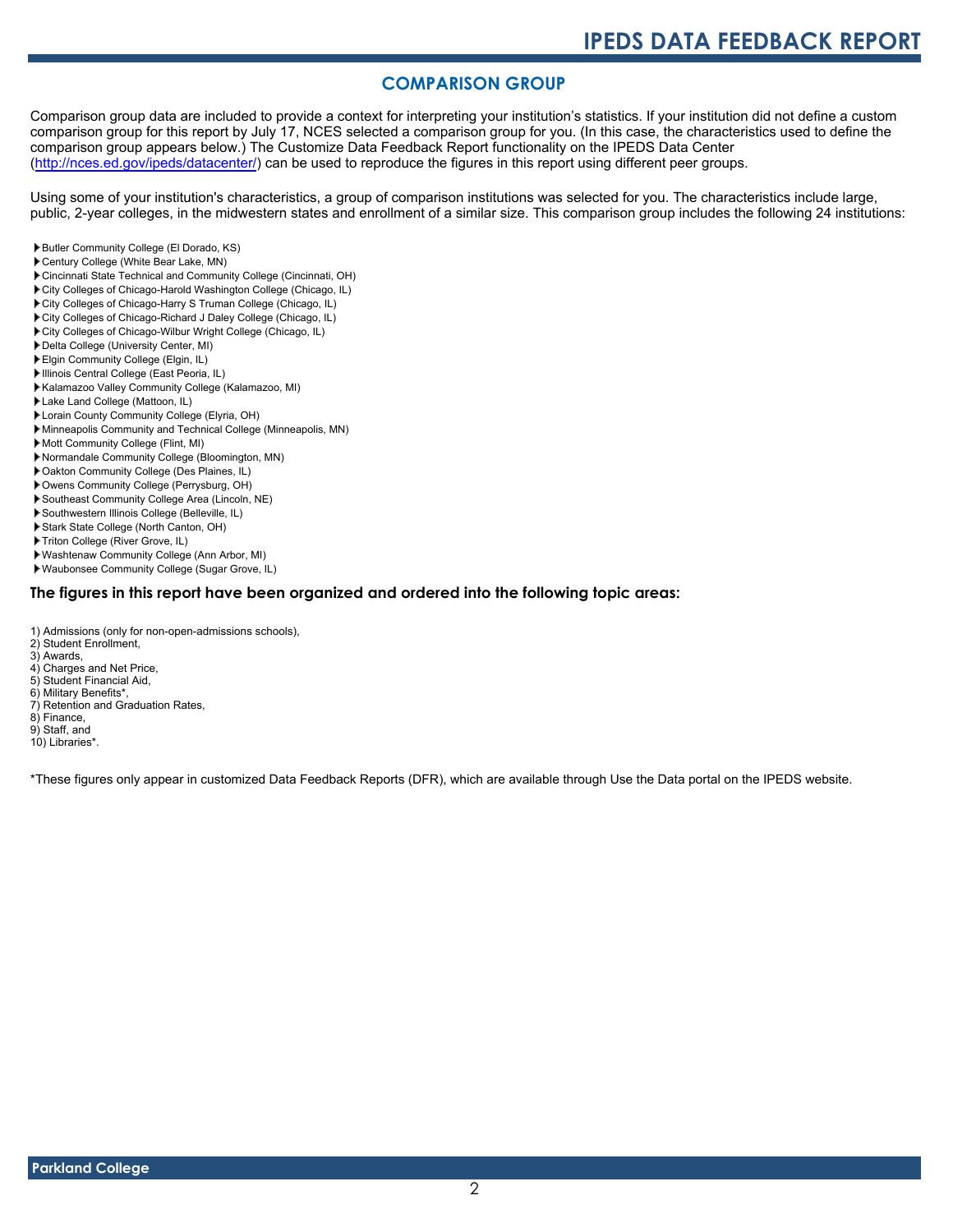## COMPARISON GROUP

Comparison group data are included to provide a context for interpreting your institution's statistics. If your institution did not define a custom comparison group for this report by July 17, NCES selected a comparison group for you. (In this case, the characteristics used to define the comparison group appears below.) The Customize Data Feedback Report functionality on the IPEDS Data Center (http://nces.ed.gov/ipeds/datacenter/) can be used to reproduce the figures in this report using different peer groups.

Using some of your institution's characteristics, a group of comparison institutions was selected for you. The characteristics include large, public, 2-year colleges, in the midwestern states and enrollment of a similar size. This comparison group includes the following 24 institutions:

- Butler Community College (El Dorado, KS)
- Century College (White Bear Lake, MN)
- Cincinnati State Technical and Community College (Cincinnati, OH)
- City Colleges of Chicago-Harold Washington College (Chicago, IL)
- City Colleges of Chicago-Harry S Truman College (Chicago, IL)
- City Colleges of Chicago-Richard J Daley College (Chicago, IL)
- City Colleges of Chicago-Wilbur Wright College (Chicago, IL)
- Delta College (University Center, MI)
- Elgin Community College (Elgin, IL)
- Illinois Central College (East Peoria, IL)
- Kalamazoo Valley Community College (Kalamazoo, MI)
- Lake Land College (Mattoon, IL)
- Lorain County Community College (Elyria, OH)
- Minneapolis Community and Technical College (Minneapolis, MN)
- Mott Community College (Flint, MI)
- Normandale Community College (Bloomington, MN)
- Oakton Community College (Des Plaines, IL)
- Owens Community College (Perrysburg, OH)
- Southeast Community College Area (Lincoln, NE)
- Southwestern Illinois College (Belleville, IL)
- Stark State College (North Canton, OH)
- Triton College (River Grove, IL)
- Washtenaw Community College (Ann Arbor, MI)
- Waubonsee Community College (Sugar Grove, IL)

### The figures in this report have been organized and ordered into the following topic areas:

1) Admissions (only for non-open-admissions schools),
2) Student Enrollment,
3) Awards,
4) Charges and Net Price,
5) Student Financial Aid,
6) Military Benefits*,
7) Retention and Graduation Rates,
8) Finance,
9) Staff, and
10) Libraries*.

*These figures only appear in customized Data Feedback Reports (DFR), which are available through Use the Data portal on the IPEDS website.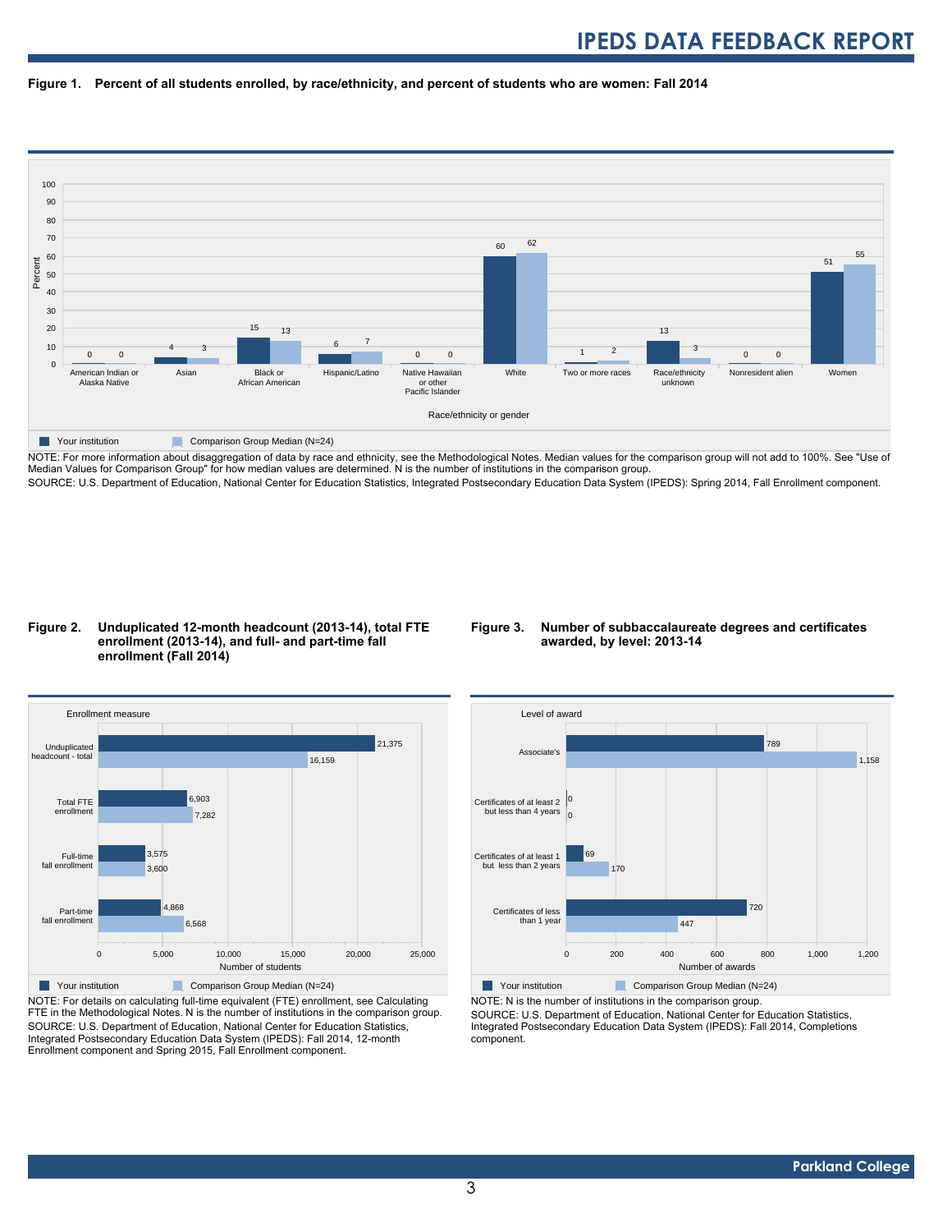**Figure 1. Percent of all students enrolled, by race/ethnicity, and percent of students who are women: Fall 2014**

| Race/ethnicity or gender | Your institution | Comparison Group Median (N=24) |
|---|---|---|
| American Indian or Alaska Native | 0 | 0 |
| Asian | 4 | 3 |
| Black or African American | 15 | 13 |
| Hispanic/Latino | 6 | 7 |
| Native Hawaiian or other Pacific Islander | 0 | 0 |
| White | 60 | 62 |
| Two or more races | 1 | 2 |
| Race/ethnicity unknown | 13 | 3 |
| Nonresident alien | 0 | 0 |
| Women | 51 | 55 |

NOTE: For more information about disaggregation of data by race and ethnicity, see the Methodological Notes. Median values for the comparison group will not add to 100%. See "Use of Median Values for Comparison Group" for how median values are determined. N is the number of institutions in the comparison group.
SOURCE: U.S. Department of Education, National Center for Education Statistics, Integrated Postsecondary Education Data System (IPEDS): Spring 2014, Fall Enrollment component.

**Figure 2. Unduplicated 12-month headcount (2013-14), total FTE enrollment (2013-14), and full- and part-time fall enrollment (Fall 2014)**

| Enrollment measure | Your institution | Comparison Group Median (N=24) |
|---|---|---|
| Unduplicated headcount - total | 21,375 | 16,159 |
| Total FTE enrollment | 6,903 | 7,282 |
| Full-time fall enrollment | 3,575 | 3,600 |
| Part-time fall enrollment | 4,868 | 6,568 |

NOTE: For details on calculating full-time equivalent (FTE) enrollment, see Calculating FTE in the Methodological Notes. N is the number of institutions in the comparison group.
SOURCE: U.S. Department of Education, National Center for Education Statistics, Integrated Postsecondary Education Data System (IPEDS): Fall 2014, 12-month Enrollment component and Spring 2015, Fall Enrollment component.

**Figure 3. Number of subbaccalaureate degrees and certificates awarded, by level: 2013-14**

| Level of award | Your institution | Comparison Group Median (N=24) |
|---|---|---|
| Associate's | 789 | 1,158 |
| Certificates of at least 2 but less than 4 years | 0 | 0 |
| Certificates of at least 1 but less than 2 years | 69 | 170 |
| Certificates of less than 1 year | 720 | 447 |

NOTE: N is the number of institutions in the comparison group.
SOURCE: U.S. Department of Education, National Center for Education Statistics, Integrated Postsecondary Education Data System (IPEDS): Fall 2014, Completions component.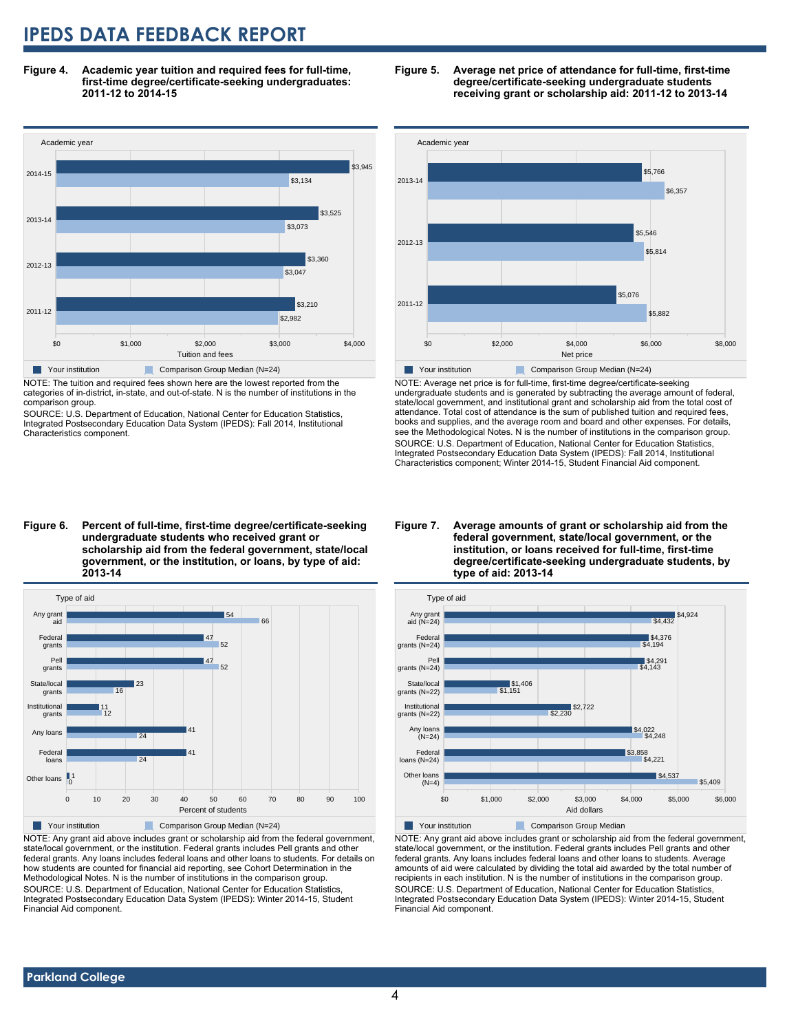# IPEDS DATA FEEDBACK REPORT

**Figure 4. Academic year tuition and required fees for full-time, first-time degree/certificate-seeking undergraduates: 2011-12 to 2014-15**

| Academic year | Your institution | Comparison Group Median (N=24) |
|---|---|---|
| 2014-15 | $3,945 | $3,134 |
| 2013-14 | $3,525 | $3,073 |
| 2012-13 | $3,360 | $3,047 |
| 2011-12 | $3,210 | $2,982 |

NOTE: The tuition and required fees shown here are the lowest reported from the categories of in-district, in-state, and out-of-state. N is the number of institutions in the comparison group.

SOURCE: U.S. Department of Education, National Center for Education Statistics, Integrated Postsecondary Education Data System (IPEDS): Fall 2014, Institutional Characteristics component.

**Figure 5. Average net price of attendance for full-time, first-time degree/certificate-seeking undergraduate students receiving grant or scholarship aid: 2011-12 to 2013-14**

| Academic year | Your institution | Comparison Group Median (N=24) |
|---|---|---|
| 2013-14 | $5,766 | $6,357 |
| 2012-13 | $5,546 | $5,814 |
| 2011-12 | $5,076 | $5,882 |

NOTE: Average net price is for full-time, first-time degree/certificate-seeking undergraduate students and is generated by subtracting the average amount of federal, state/local government, and institutional grant and scholarship aid from the total cost of attendance. Total cost of attendance is the sum of published tuition and required fees, books and supplies, and the average room and board and other expenses. For details, see the Methodological Notes. N is the number of institutions in the comparison group.

SOURCE: U.S. Department of Education, National Center for Education Statistics, Integrated Postsecondary Education Data System (IPEDS): Fall 2014, Institutional Characteristics component; Winter 2014-15, Student Financial Aid component.

**Figure 6. Percent of full-time, first-time degree/certificate-seeking undergraduate students who received grant or scholarship aid from the federal government, state/local government, or the institution, or loans, by type of aid: 2013-14**

| Type of aid | Your institution | Comparison Group Median (N=24) |
|---|---|---|
| Any grant aid | 54 | 66 |
| Federal grants | 47 | 52 |
| Pell grants | 47 | 52 |
| State/local grants | 23 | 16 |
| Institutional grants | 11 | 12 |
| Any loans | 41 | 24 |
| Federal loans | 41 | 24 |
| Other loans | 1 | 0 |

NOTE: Any grant aid above includes grant or scholarship aid from the federal government, state/local government, or the institution. Federal grants includes Pell grants and other federal grants. Any loans includes federal loans and other loans to students. For details on how students are counted for financial aid reporting, see Cohort Determination in the Methodological Notes. N is the number of institutions in the comparison group.

SOURCE: U.S. Department of Education, National Center for Education Statistics, Integrated Postsecondary Education Data System (IPEDS): Winter 2014-15, Student Financial Aid component.

**Figure 7. Average amounts of grant or scholarship aid from the federal government, state/local government, or the institution, or loans received for full-time, first-time degree/certificate-seeking undergraduate students, by type of aid: 2013-14**

| Type of aid | Your institution | Comparison Group Median |
|---|---|---|
| Any grant aid (N=24) | $4,924 | $4,432 |
| Federal grants (N=24) | $4,376 | $4,194 |
| Pell grants (N=24) | $4,291 | $4,143 |
| State/local grants (N=22) | $1,406 | $1,151 |
| Institutional grants (N=22) | $2,722 | $2,230 |
| Any loans (N=24) | $4,022 | $4,248 |
| Federal loans (N=24) | $3,858 | $4,221 |
| Other loans (N=4) | $4,537 | $5,409 |

NOTE: Any grant aid above includes grant or scholarship aid from the federal government, state/local government, or the institution. Federal grants includes Pell grants and other federal grants. Any loans includes federal loans and other loans to students. Average amounts of aid were calculated by dividing the total aid awarded by the total number of recipients in each institution. N is the number of institutions in the comparison group.

SOURCE: U.S. Department of Education, National Center for Education Statistics, Integrated Postsecondary Education Data System (IPEDS): Winter 2014-15, Student Financial Aid component.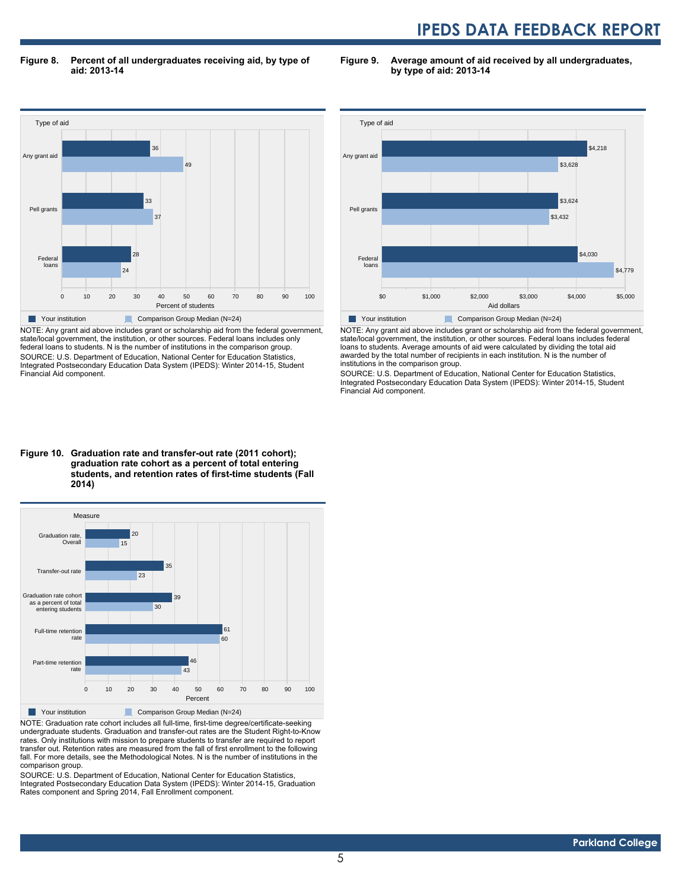**Figure 8. Percent of all undergraduates receiving aid, by type of aid: 2013-14**

| Type of aid | Your institution | Comparison Group Median (N=24) |
|---|---|---|
| Any grant aid | 36 | 49 |
| Pell grants | 33 | 37 |
| Federal loans | 28 | 24 |

NOTE: Any grant aid above includes grant or scholarship aid from the federal government, state/local government, the institution, or other sources. Federal loans includes only federal loans to students. N is the number of institutions in the comparison group.

SOURCE: U.S. Department of Education, National Center for Education Statistics, Integrated Postsecondary Education Data System (IPEDS): Winter 2014-15, Student Financial Aid component.

**Figure 9. Average amount of aid received by all undergraduates, by type of aid: 2013-14**

| Type of aid | Your institution | Comparison Group Median (N=24) |
|---|---|---|
| Any grant aid | $4,218 | $3,628 |
| Pell grants | $3,624 | $3,432 |
| Federal loans | $4,030 | $4,779 |

NOTE: Any grant aid above includes grant or scholarship aid from the federal government, state/local government, the institution, or other sources. Federal loans includes federal loans to students. Average amounts of aid were calculated by dividing the total aid awarded by the total number of recipients in each institution. N is the number of institutions in the comparison group.

SOURCE: U.S. Department of Education, National Center for Education Statistics, Integrated Postsecondary Education Data System (IPEDS): Winter 2014-15, Student Financial Aid component.

**Figure 10. Graduation rate and transfer-out rate (2011 cohort); graduation rate cohort as a percent of total entering students, and retention rates of first-time students (Fall 2014)**

| Measure | Your institution | Comparison Group Median (N=24) |
|---|---|---|
| Graduation rate, Overall | 20 | 15 |
| Transfer-out rate | 35 | 23 |
| Graduation rate cohort as a percent of total entering students | 39 | 30 |
| Full-time retention rate | 61 | 60 |
| Part-time retention rate | 46 | 43 |

NOTE: Graduation rate cohort includes all full-time, first-time degree/certificate-seeking undergraduate students. Graduation and transfer-out rates are the Student Right-to-Know rates. Only institutions with mission to prepare students to transfer are required to report transfer out. Retention rates are measured from the fall of first enrollment to the following fall. For more details, see the Methodological Notes. N is the number of institutions in the comparison group.

SOURCE: U.S. Department of Education, National Center for Education Statistics, Integrated Postsecondary Education Data System (IPEDS): Winter 2014-15, Graduation Rates component and Spring 2014, Fall Enrollment component.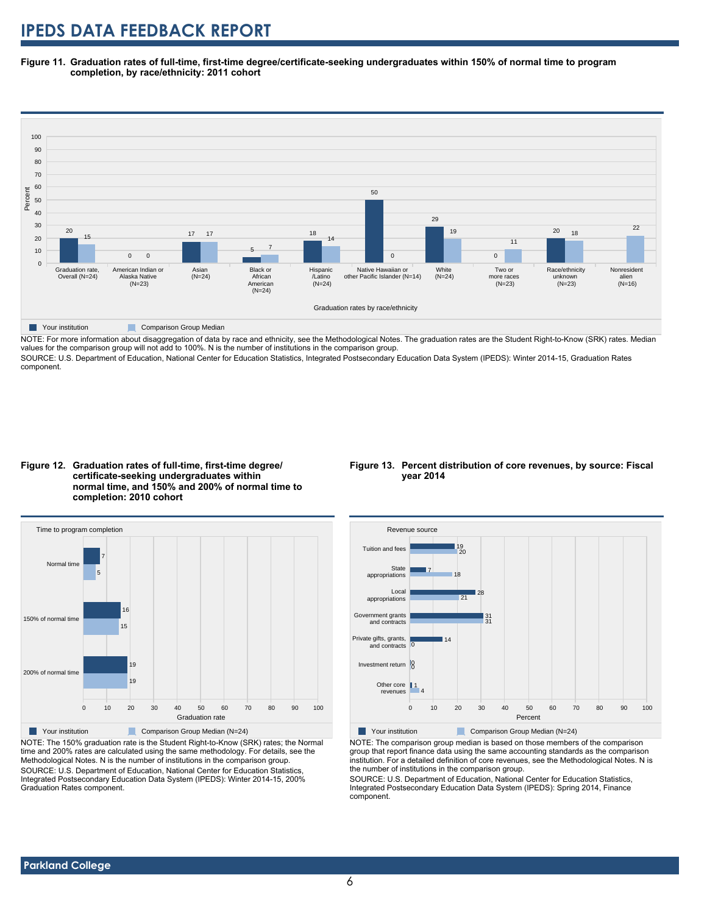**Figure 11. Graduation rates of full-time, first-time degree/certificate-seeking undergraduates within 150% of normal time to program completion, by race/ethnicity: 2011 cohort**

| Graduation rates by race/ethnicity | Your institution | Comparison Group Median |
|---|---|---|
| Graduation rate, Overall (N=24) | 20 | 15 |
| American Indian or Alaska Native (N=23) | 0 | 0 |
| Asian (N=24) | 17 | 17 |
| Black or African American (N=24) | 5 | 7 |
| Hispanic /Latino (N=24) | 18 | 14 |
| Native Hawaiian or other Pacific Islander (N=14) | 50 | 0 |
| White (N=24) | 29 | 19 |
| Two or more races (N=23) | 0 | 11 |
| Race/ethnicity unknown (N=23) | 20 | 18 |
| Nonresident alien (N=16) | | 22 |

NOTE: For more information about disaggregation of data by race and ethnicity, see the Methodological Notes. The graduation rates are the Student Right-to-Know (SRK) rates. Median values for the comparison group will not add to 100%. N is the number of institutions in the comparison group.

SOURCE: U.S. Department of Education, National Center for Education Statistics, Integrated Postsecondary Education Data System (IPEDS): Winter 2014-15, Graduation Rates component.

**Figure 12. Graduation rates of full-time, first-time degree/ certificate-seeking undergraduates within normal time, and 150% and 200% of normal time to completion: 2010 cohort**

| Time to program completion | Your institution | Comparison Group Median (N=24) |
|---|---|---|
| Normal time | 7 | 5 |
| 150% of normal time | 16 | 15 |
| 200% of normal time | 19 | 19 |

NOTE: The 150% graduation rate is the Student Right-to-Know (SRK) rates; the Normal time and 200% rates are calculated using the same methodology. For details, see the Methodological Notes. N is the number of institutions in the comparison group.

SOURCE: U.S. Department of Education, National Center for Education Statistics, Integrated Postsecondary Education Data System (IPEDS): Winter 2014-15, 200% Graduation Rates component.

**Figure 13. Percent distribution of core revenues, by source: Fiscal year 2014**

| Revenue source | Your institution | Comparison Group Median (N=24) |
|---|---|---|
| Tuition and fees | 19 | 20 |
| State appropriations | 7 | 18 |
| Local appropriations | 28 | 21 |
| Government grants and contracts | 31 | 31 |
| Private gifts, grants, and contracts | 14 | 0 |
| Investment return | 0 | 0 |
| Other core revenues | 1 | 4 |

NOTE: The comparison group median is based on those members of the comparison group that report finance data using the same accounting standards as the comparison institution. For a detailed definition of core revenues, see the Methodological Notes. N is the number of institutions in the comparison group.

SOURCE: U.S. Department of Education, National Center for Education Statistics, Integrated Postsecondary Education Data System (IPEDS): Spring 2014, Finance component.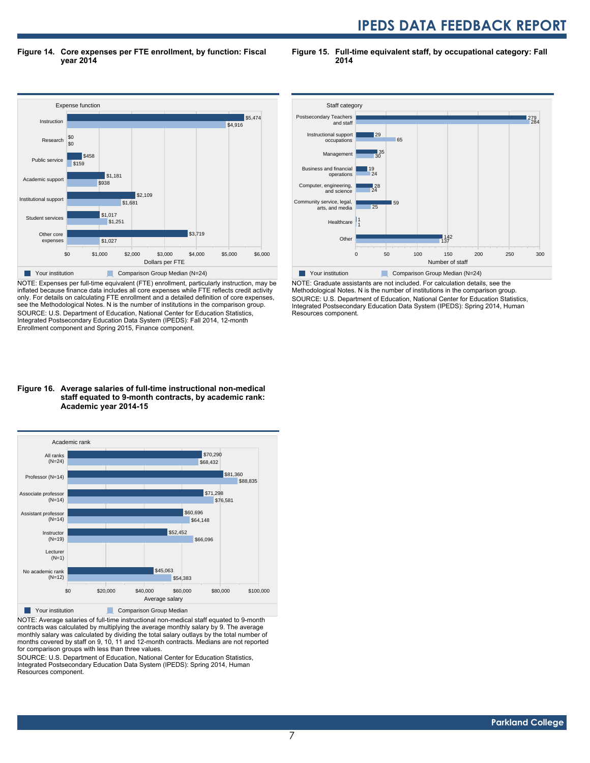**Figure 14. Core expenses per FTE enrollment, by function: Fiscal year 2014**

| Expense function | Your institution | Comparison Group Median (N=24) |
|---|---|---|
| Instruction | $5,474 | $4,916 |
| Research | $0 | $0 |
| Public service | $458 | $159 |
| Academic support | $1,181 | $938 |
| Institutional support | $2,109 | $1,681 |
| Student services | $1,017 | $1,251 |
| Other core expenses | $3,719 | $1,027 |

NOTE: Expenses per full-time equivalent (FTE) enrollment, particularly instruction, may be inflated because finance data includes all core expenses while FTE reflects credit activity only. For details on calculating FTE enrollment and a detailed definition of core expenses, see the Methodological Notes. N is the number of institutions in the comparison group.
SOURCE: U.S. Department of Education, National Center for Education Statistics, Integrated Postsecondary Education Data System (IPEDS): Fall 2014, 12-month Enrollment component and Spring 2015, Finance component.

**Figure 15. Full-time equivalent staff, by occupational category: Fall 2014**

| Staff category | Your institution | Comparison Group Median (N=24) |
|---|---|---|
| Postsecondary Teachers and staff | 279 | 284 |
| Instructional support occupations | 29 | 65 |
| Management | 35 | 30 |
| Business and financial operations | 19 | 24 |
| Computer, engineering, and science | 28 | 24 |
| Community service, legal, arts, and media | 59 | 25 |
| Healthcare | 1 | 1 |
| Other | 142 | 137 |

NOTE: Graduate assistants are not included. For calculation details, see the Methodological Notes. N is the number of institutions in the comparison group.
SOURCE: U.S. Department of Education, National Center for Education Statistics, Integrated Postsecondary Education Data System (IPEDS): Spring 2014, Human Resources component.

**Figure 16. Average salaries of full-time instructional non-medical staff equated to 9-month contracts, by academic rank: Academic year 2014-15**

| Academic rank | Your institution | Comparison Group Median |
|---|---|---|
| All ranks (N=24) | $70,290 | $68,432 |
| Professor (N=14) | $81,360 | $88,835 |
| Associate professor (N=14) | $71,298 | $76,581 |
| Assistant professor (N=14) | $60,696 | $64,148 |
| Instructor (N=19) | $52,452 | $66,096 |
| Lecturer (N=1) | | |
| No academic rank (N=12) | $45,063 | $54,383 |

NOTE: Average salaries of full-time instructional non-medical staff equated to 9-month contracts was calculated by multiplying the average monthly salary by 9. The average monthly salary was calculated by dividing the total salary outlays by the total number of months covered by staff on 9, 10, 11 and 12-month contracts. Medians are not reported for comparison groups with less than three values.
SOURCE: U.S. Department of Education, National Center for Education Statistics, Integrated Postsecondary Education Data System (IPEDS): Spring 2014, Human Resources component.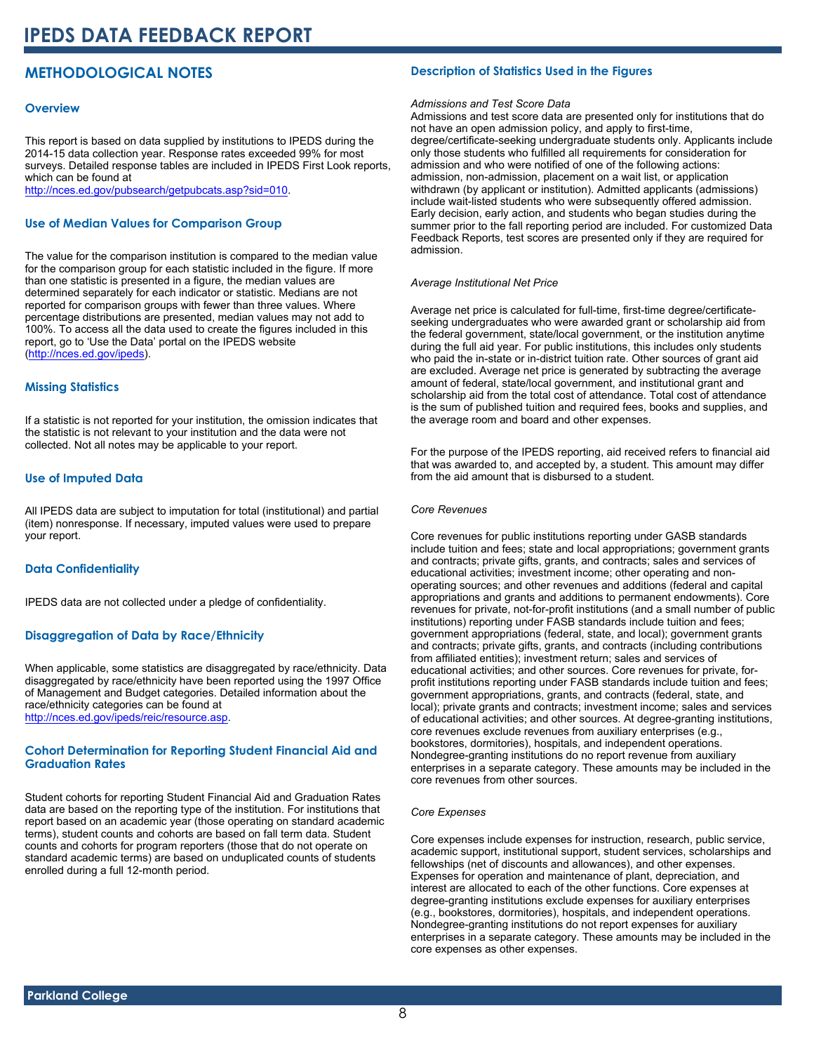# IPEDS DATA FEEDBACK REPORT

## METHODOLOGICAL NOTES

### Overview

This report is based on data supplied by institutions to IPEDS during the 2014-15 data collection year. Response rates exceeded 99% for most surveys. Detailed response tables are included in IPEDS First Look reports, which can be found at http://nces.ed.gov/pubsearch/getpubcats.asp?sid=010.

### Use of Median Values for Comparison Group

The value for the comparison institution is compared to the median value for the comparison group for each statistic included in the figure. If more than one statistic is presented in a figure, the median values are determined separately for each indicator or statistic. Medians are not reported for comparison groups with fewer than three values. Where percentage distributions are presented, median values may not add to 100%. To access all the data used to create the figures included in this report, go to 'Use the Data' portal on the IPEDS website (http://nces.ed.gov/ipeds).

### Missing Statistics

If a statistic is not reported for your institution, the omission indicates that the statistic is not relevant to your institution and the data were not collected. Not all notes may be applicable to your report.

### Use of Imputed Data

All IPEDS data are subject to imputation for total (institutional) and partial (item) nonresponse. If necessary, imputed values were used to prepare your report.

### Data Confidentiality

IPEDS data are not collected under a pledge of confidentiality.

### Disaggregation of Data by Race/Ethnicity

When applicable, some statistics are disaggregated by race/ethnicity. Data disaggregated by race/ethnicity have been reported using the 1997 Office of Management and Budget categories. Detailed information about the race/ethnicity categories can be found at http://nces.ed.gov/ipeds/reic/resource.asp.

### Cohort Determination for Reporting Student Financial Aid and Graduation Rates

Student cohorts for reporting Student Financial Aid and Graduation Rates data are based on the reporting type of the institution. For institutions that report based on an academic year (those operating on standard academic terms), student counts and cohorts are based on fall term data. Student counts and cohorts for program reporters (those that do not operate on standard academic terms) are based on unduplicated counts of students enrolled during a full 12-month period.

### Description of Statistics Used in the Figures

*Admissions and Test Score Data*

Admissions and test score data are presented only for institutions that do not have an open admission policy, and apply to first-time, degree/certificate-seeking undergraduate students only. Applicants include only those students who fulfilled all requirements for consideration for admission and who were notified of one of the following actions: admission, non-admission, placement on a wait list, or application withdrawn (by applicant or institution). Admitted applicants (admissions) include wait-listed students who were subsequently offered admission. Early decision, early action, and students who began studies during the summer prior to the fall reporting period are included. For customized Data Feedback Reports, test scores are presented only if they are required for admission.

*Average Institutional Net Price*

Average net price is calculated for full-time, first-time degree/certificate-seeking undergraduates who were awarded grant or scholarship aid from the federal government, state/local government, or the institution anytime during the full aid year. For public institutions, this includes only students who paid the in-state or in-district tuition rate. Other sources of grant aid are excluded. Average net price is generated by subtracting the average amount of federal, state/local government, and institutional grant and scholarship aid from the total cost of attendance. Total cost of attendance is the sum of published tuition and required fees, books and supplies, and the average room and board and other expenses.

For the purpose of the IPEDS reporting, aid received refers to financial aid that was awarded to, and accepted by, a student. This amount may differ from the aid amount that is disbursed to a student.

*Core Revenues*

Core revenues for public institutions reporting under GASB standards include tuition and fees; state and local appropriations; government grants and contracts; private gifts, grants, and contracts; sales and services of educational activities; investment income; other operating and non-operating sources; and other revenues and additions (federal and capital appropriations and grants and additions to permanent endowments). Core revenues for private, not-for-profit institutions (and a small number of public institutions) reporting under FASB standards include tuition and fees; government appropriations (federal, state, and local); government grants and contracts; private gifts, grants, and contracts (including contributions from affiliated entities); investment return; sales and services of educational activities; and other sources. Core revenues for private, for-profit institutions reporting under FASB standards include tuition and fees; government appropriations, grants, and contracts (federal, state, and local); private grants and contracts; investment income; sales and services of educational activities; and other sources. At degree-granting institutions, core revenues exclude revenues from auxiliary enterprises (e.g., bookstores, dormitories), hospitals, and independent operations. Nondegree-granting institutions do no report revenue from auxiliary enterprises in a separate category. These amounts may be included in the core revenues from other sources.

*Core Expenses*

Core expenses include expenses for instruction, research, public service, academic support, institutional support, student services, scholarships and fellowships (net of discounts and allowances), and other expenses. Expenses for operation and maintenance of plant, depreciation, and interest are allocated to each of the other functions. Core expenses at degree-granting institutions exclude expenses for auxiliary enterprises (e.g., bookstores, dormitories), hospitals, and independent operations. Nondegree-granting institutions do not report expenses for auxiliary enterprises in a separate category. These amounts may be included in the core expenses as other expenses.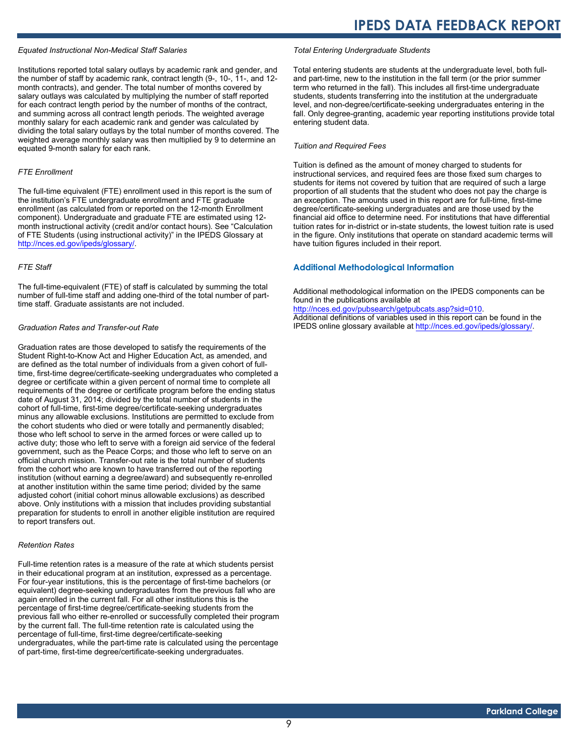*Equated Instructional Non-Medical Staff Salaries*

Institutions reported total salary outlays by academic rank and gender, and the number of staff by academic rank, contract length (9-, 10-, 11-, and 12-month contracts), and gender. The total number of months covered by salary outlays was calculated by multiplying the number of staff reported for each contract length period by the number of months of the contract, and summing across all contract length periods. The weighted average monthly salary for each academic rank and gender was calculated by dividing the total salary outlays by the total number of months covered. The weighted average monthly salary was then multiplied by 9 to determine an equated 9-month salary for each rank.

*FTE Enrollment*

The full-time equivalent (FTE) enrollment used in this report is the sum of the institution's FTE undergraduate enrollment and FTE graduate enrollment (as calculated from or reported on the 12-month Enrollment component). Undergraduate and graduate FTE are estimated using 12-month instructional activity (credit and/or contact hours). See "Calculation of FTE Students (using instructional activity)" in the IPEDS Glossary at http://nces.ed.gov/ipeds/glossary/.

*FTE Staff*

The full-time-equivalent (FTE) of staff is calculated by summing the total number of full-time staff and adding one-third of the total number of part-time staff. Graduate assistants are not included.

*Graduation Rates and Transfer-out Rate*

Graduation rates are those developed to satisfy the requirements of the Student Right-to-Know Act and Higher Education Act, as amended, and are defined as the total number of individuals from a given cohort of full-time, first-time degree/certificate-seeking undergraduates who completed a degree or certificate within a given percent of normal time to complete all requirements of the degree or certificate program before the ending status date of August 31, 2014; divided by the total number of students in the cohort of full-time, first-time degree/certificate-seeking undergraduates minus any allowable exclusions. Institutions are permitted to exclude from the cohort students who died or were totally and permanently disabled; those who left school to serve in the armed forces or were called up to active duty; those who left to serve with a foreign aid service of the federal government, such as the Peace Corps; and those who left to serve on an official church mission. Transfer-out rate is the total number of students from the cohort who are known to have transferred out of the reporting institution (without earning a degree/award) and subsequently re-enrolled at another institution within the same time period; divided by the same adjusted cohort (initial cohort minus allowable exclusions) as described above. Only institutions with a mission that includes providing substantial preparation for students to enroll in another eligible institution are required to report transfers out.

*Retention Rates*

Full-time retention rates is a measure of the rate at which students persist in their educational program at an institution, expressed as a percentage. For four-year institutions, this is the percentage of first-time bachelors (or equivalent) degree-seeking undergraduates from the previous fall who are again enrolled in the current fall. For all other institutions this is the percentage of first-time degree/certificate-seeking students from the previous fall who either re-enrolled or successfully completed their program by the current fall. The full-time retention rate is calculated using the percentage of full-time, first-time degree/certificate-seeking undergraduates, while the part-time rate is calculated using the percentage of part-time, first-time degree/certificate-seeking undergraduates.

*Total Entering Undergraduate Students*

Total entering students are students at the undergraduate level, both full- and part-time, new to the institution in the fall term (or the prior summer term who returned in the fall). This includes all first-time undergraduate students, students transferring into the institution at the undergraduate level, and non-degree/certificate-seeking undergraduates entering in the fall. Only degree-granting, academic year reporting institutions provide total entering student data.

*Tuition and Required Fees*

Tuition is defined as the amount of money charged to students for instructional services, and required fees are those fixed sum charges to students for items not covered by tuition that are required of such a large proportion of all students that the student who does not pay the charge is an exception. The amounts used in this report are for full-time, first-time degree/certificate-seeking undergraduates and are those used by the financial aid office to determine need. For institutions that have differential tuition rates for in-district or in-state students, the lowest tuition rate is used in the figure. Only institutions that operate on standard academic terms will have tuition figures included in their report.

## Additional Methodological Information

Additional methodological information on the IPEDS components can be found in the publications available at http://nces.ed.gov/pubsearch/getpubcats.asp?sid=010.
Additional definitions of variables used in this report can be found in the IPEDS online glossary available at http://nces.ed.gov/ipeds/glossary/.